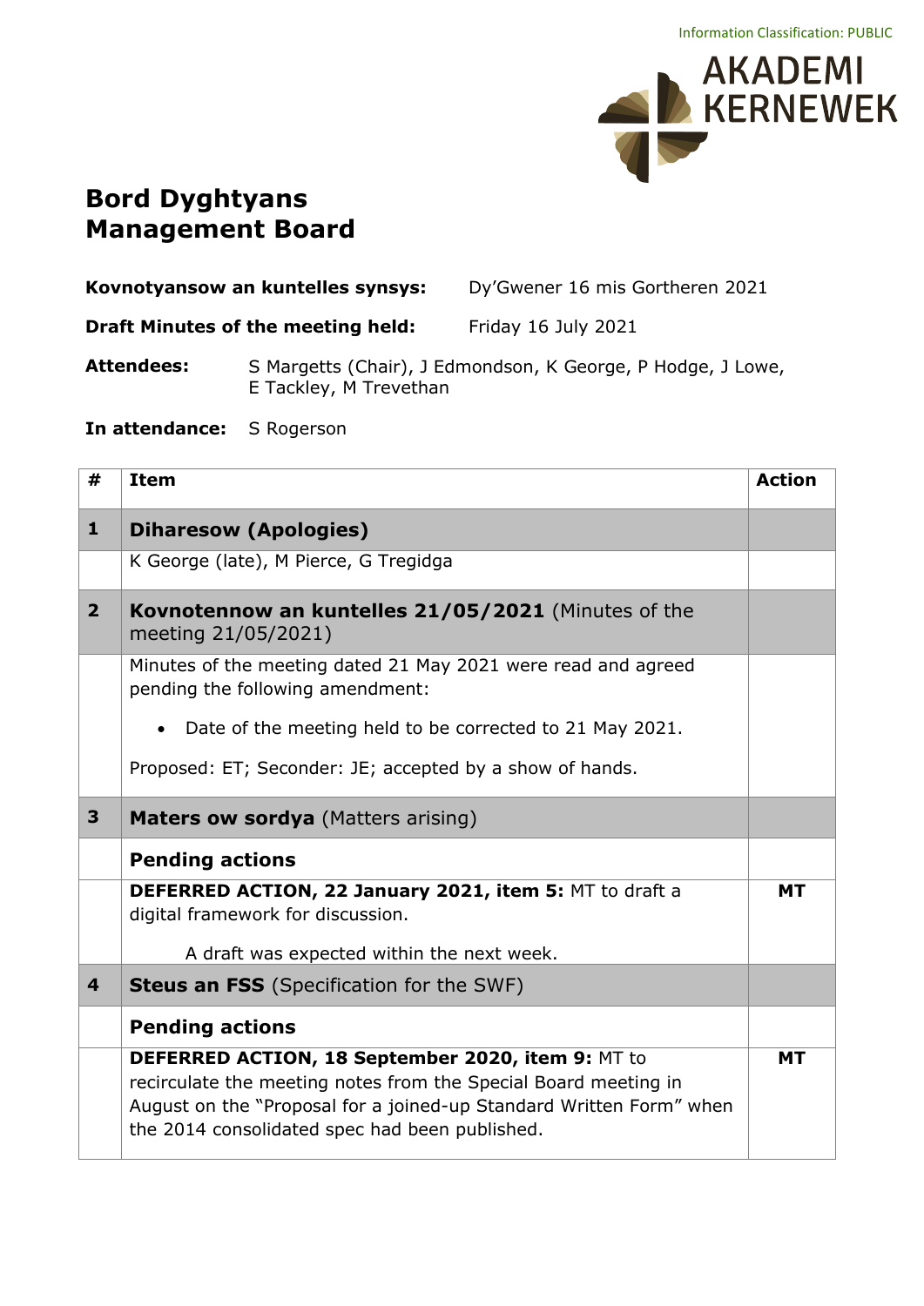Information Classification: PUBLIC

AKADEMI KERNEWEK

# Bord Dyghtyans
# Management Board

**Kovnotyansow an kuntelles synsys:** Dy'Gwener 16 mis Gortheren 2021

**Draft Minutes of the meeting held:** Friday 16 July 2021

**Attendees:** S Margetts (Chair), J Edmondson, K George, P Hodge, J Lowe, E Tackley, M Trevethan

**In attendance:** S Rogerson

| # | Item | Action |
|---|---|---|
| **1** | **Diharesow (Apologies)** | |
| | K George (late), M Pierce, G Tregidga | |
| **2** | **Kovnotennow an kuntelles 21/05/2021** (Minutes of the meeting 21/05/2021) | |
| | Minutes of the meeting dated 21 May 2021 were read and agreed pending the following amendment:<br>• Date of the meeting held to be corrected to 21 May 2021.<br>Proposed: ET; Seconder: JE; accepted by a show of hands. | |
| **3** | **Maters ow sordya** (Matters arising) | |
| | **Pending actions** | |
| | **DEFERRED ACTION, 22 January 2021, item 5:** MT to draft a digital framework for discussion.<br>A draft was expected within the next week. | **MT** |
| **4** | **Steus an FSS** (Specification for the SWF) | |
| | **Pending actions** | |
| | **DEFERRED ACTION, 18 September 2020, item 9:** MT to recirculate the meeting notes from the Special Board meeting in August on the "Proposal for a joined-up Standard Written Form" when the 2014 consolidated spec had been published. | **MT** |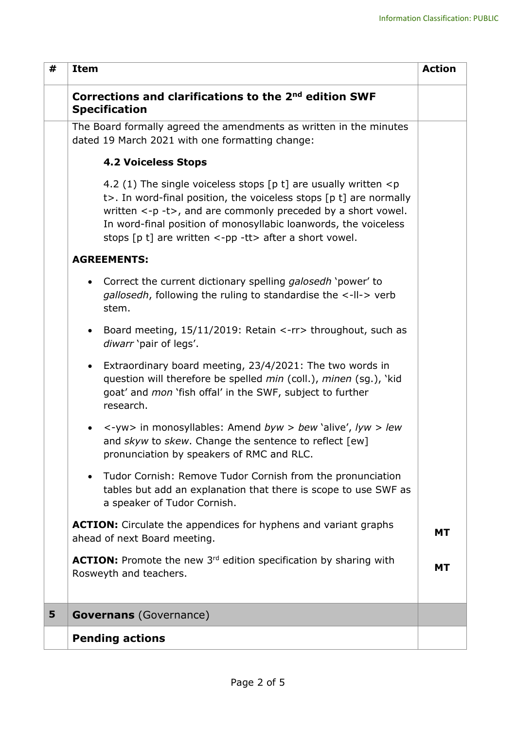| # | Item | Action |
|---|---|---|
| | **Corrections and clarifications to the 2nd edition SWF Specification** | |
| | The Board formally agreed the amendments as written in the minutes dated 19 March 2021 with one formatting change:<br><br>**4.2 Voiceless Stops**<br><br>4.2 (1) The single voiceless stops [p t] are usually written <p t>. In word-final position, the voiceless stops [p t] are normally written <-p -t>, and are commonly preceded by a short vowel. In word-final position of monosyllabic loanwords, the voiceless stops [p t] are written <-pp -tt> after a short vowel.<br><br>**AGREEMENTS:**<br><br>• Correct the current dictionary spelling *galosedh* 'power' to *gallosedh*, following the ruling to standardise the <-ll-> verb stem.<br><br>• Board meeting, 15/11/2019: Retain <-rr> throughout, such as *diwarr* 'pair of legs'.<br><br>• Extraordinary board meeting, 23/4/2021: The two words in question will therefore be spelled *min* (coll.), *minen* (sg.), 'kid goat' and *mon* 'fish offal' in the SWF, subject to further research.<br><br>• <-yw> in monosyllables: Amend *byw* > *bew* 'alive', *lyw* > *lew* and *skyw* to *skew*. Change the sentence to reflect [ew] pronunciation by speakers of RMC and RLC.<br><br>• Tudor Cornish: Remove Tudor Cornish from the pronunciation tables but add an explanation that there is scope to use SWF as a speaker of Tudor Cornish.<br><br>**ACTION:** Circulate the appendices for hyphens and variant graphs ahead of next Board meeting.<br><br>**ACTION:** Promote the new 3rd edition specification by sharing with Rosweyth and teachers. | <br><br><br><br><br><br><br><br><br><br><br><br><br><br><br><br><br><br><br><br><br><br><br><br><br><br>**MT**<br><br>**MT** |
| **5** | **Governans** (Governance) | |
| | **Pending actions** | |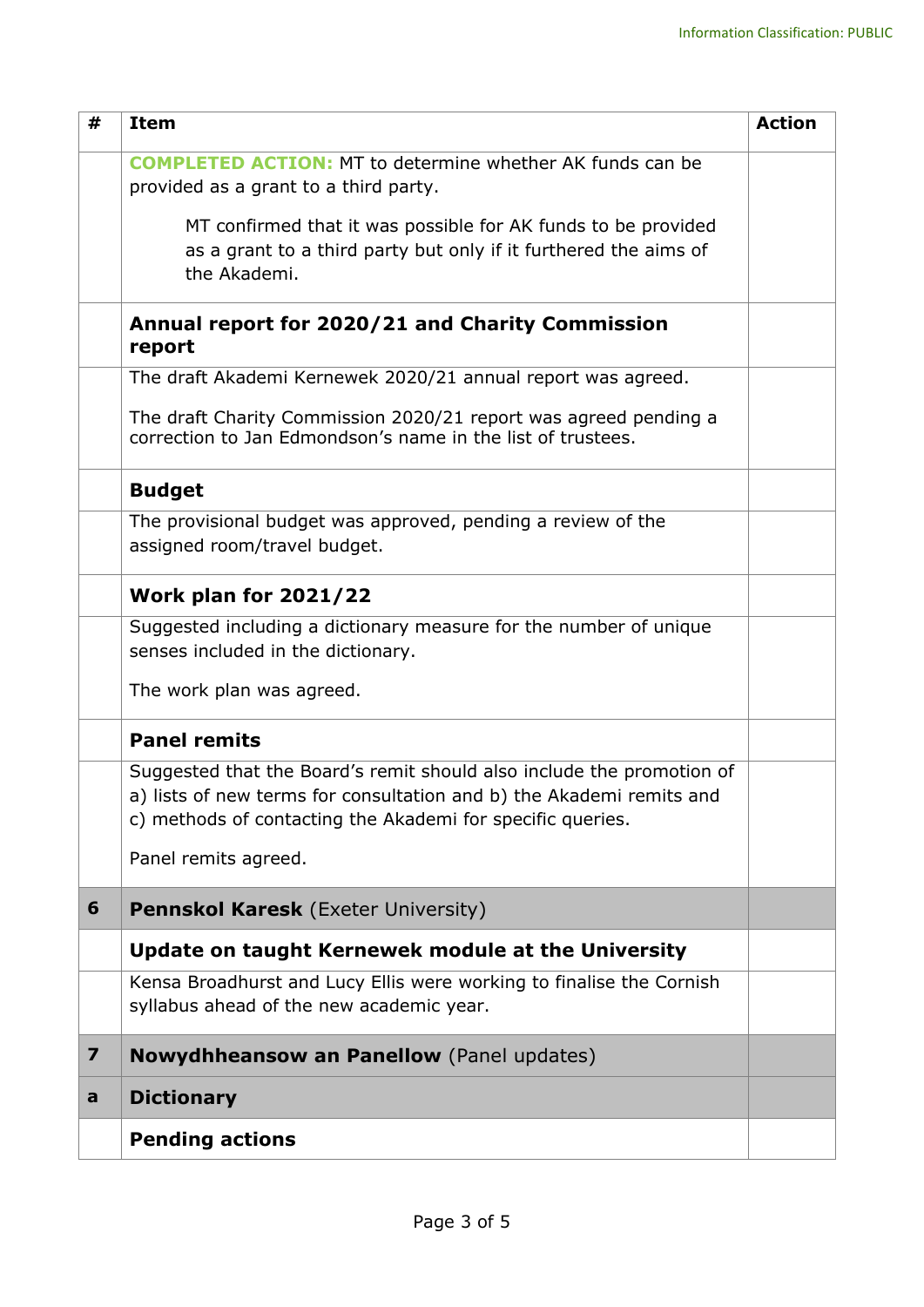| # | Item | Action |
|---|---|---|
| | **COMPLETED ACTION:** MT to determine whether AK funds can be provided as a grant to a third party.<br><br>MT confirmed that it was possible for AK funds to be provided as a grant to a third party but only if it furthered the aims of the Akademi. | |
| | **Annual report for 2020/21 and Charity Commission report** | |
| | The draft Akademi Kernewek 2020/21 annual report was agreed.<br><br>The draft Charity Commission 2020/21 report was agreed pending a correction to Jan Edmondson's name in the list of trustees. | |
| | **Budget** | |
| | The provisional budget was approved, pending a review of the assigned room/travel budget. | |
| | **Work plan for 2021/22** | |
| | Suggested including a dictionary measure for the number of unique senses included in the dictionary.<br><br>The work plan was agreed. | |
| | **Panel remits** | |
| | Suggested that the Board's remit should also include the promotion of a) lists of new terms for consultation and b) the Akademi remits and c) methods of contacting the Akademi for specific queries.<br><br>Panel remits agreed. | |
| **6** | **Pennskol Karesk** (Exeter University) | |
| | **Update on taught Kernewek module at the University** | |
| | Kensa Broadhurst and Lucy Ellis were working to finalise the Cornish syllabus ahead of the new academic year. | |
| **7** | **Nowydhheansow an Panellow** (Panel updates) | |
| **a** | **Dictionary** | |
| | **Pending actions** | |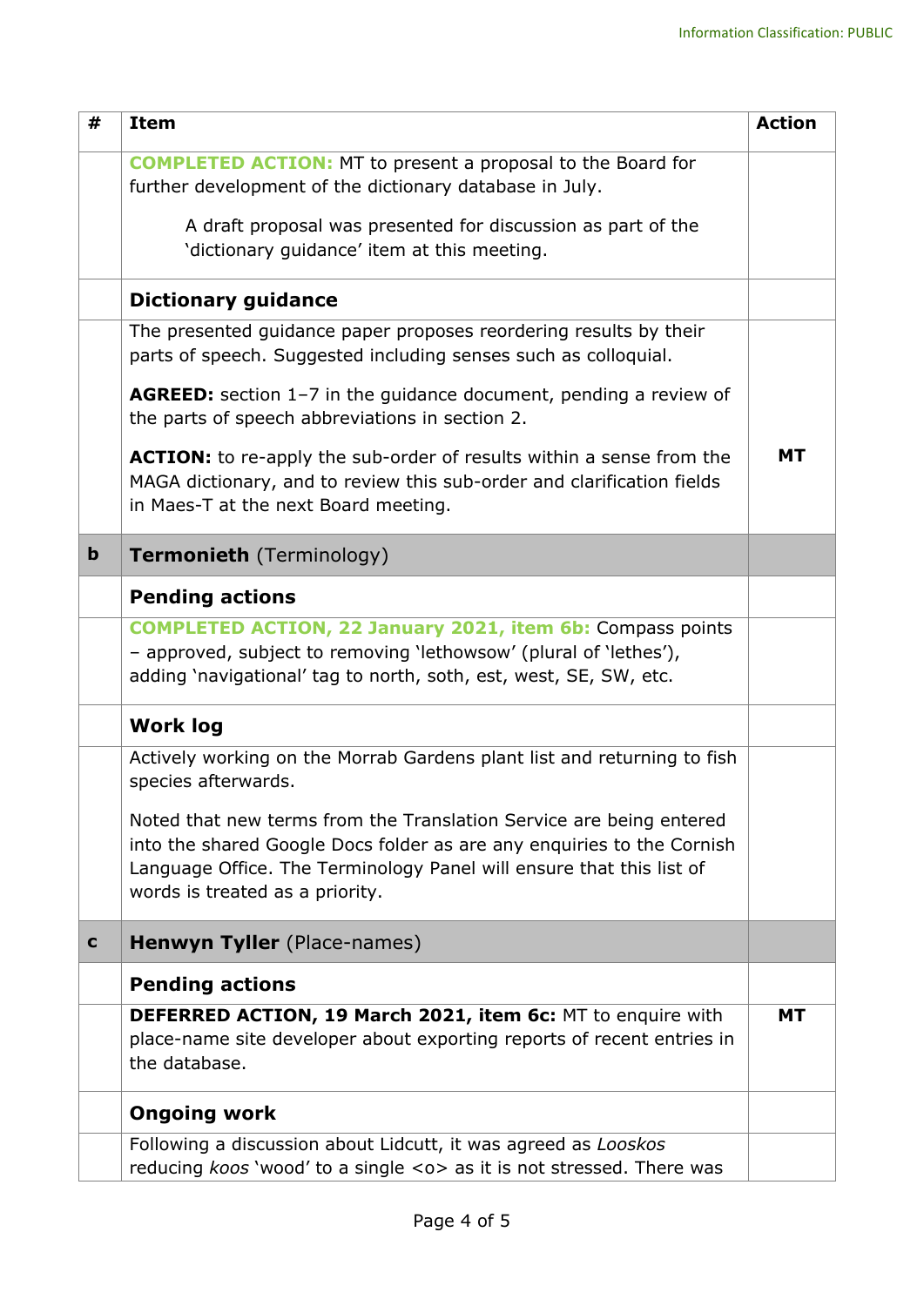| # | Item | Action |
|---|---|---|
| | **COMPLETED ACTION:** MT to present a proposal to the Board for further development of the dictionary database in July.<br><br>A draft proposal was presented for discussion as part of the 'dictionary guidance' item at this meeting. | |
| | **Dictionary guidance** | |
| | The presented guidance paper proposes reordering results by their parts of speech. Suggested including senses such as colloquial.<br><br>**AGREED:** section 1–7 in the guidance document, pending a review of the parts of speech abbreviations in section 2.<br><br>**ACTION:** to re-apply the sub-order of results within a sense from the MAGA dictionary, and to review this sub-order and clarification fields in Maes-T at the next Board meeting. | **MT** |
| **b** | **Termonieth** (Terminology) | |
| | **Pending actions** | |
| | **COMPLETED ACTION, 22 January 2021, item 6b:** Compass points – approved, subject to removing 'lethowsow' (plural of 'lethes'), adding 'navigational' tag to north, soth, est, west, SE, SW, etc. | |
| | **Work log** | |
| | Actively working on the Morrab Gardens plant list and returning to fish species afterwards.<br><br>Noted that new terms from the Translation Service are being entered into the shared Google Docs folder as are any enquiries to the Cornish Language Office. The Terminology Panel will ensure that this list of words is treated as a priority. | |
| **c** | **Henwyn Tyller** (Place-names) | |
| | **Pending actions** | |
| | **DEFERRED ACTION, 19 March 2021, item 6c:** MT to enquire with place-name site developer about exporting reports of recent entries in the database. | **MT** |
| | **Ongoing work** | |
| | Following a discussion about Lidcutt, it was agreed as *Looskos* reducing *koos* 'wood' to a single <o> as it is not stressed. There was | |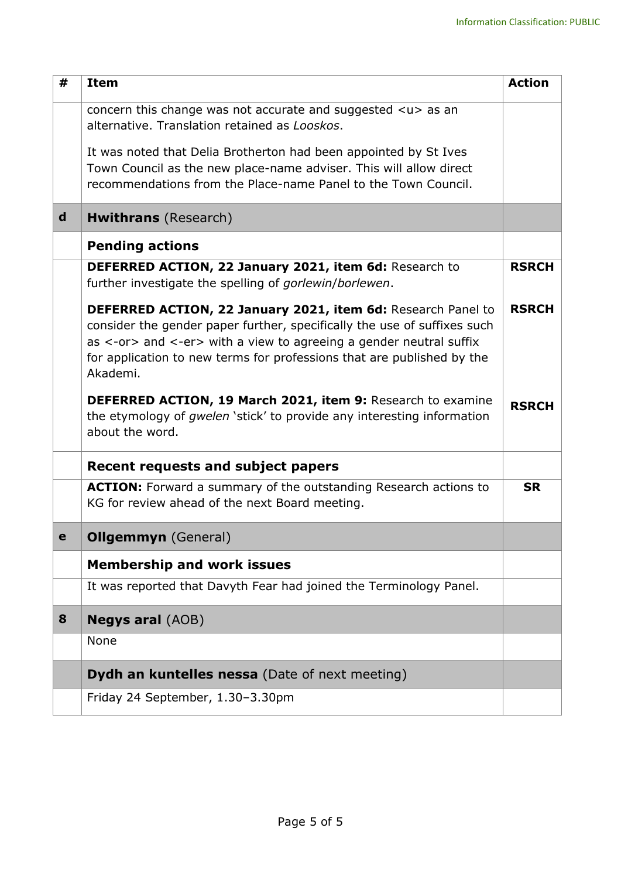| # | Item | Action |
|---|---|---|
| | concern this change was not accurate and suggested <u> as an alternative. Translation retained as *Looskos*.<br><br>It was noted that Delia Brotherton had been appointed by St Ives Town Council as the new place-name adviser. This will allow direct recommendations from the Place-name Panel to the Town Council. | |
| **d** | **Hwithrans** (Research) | |
| | **Pending actions** | |
| | **DEFERRED ACTION, 22 January 2021, item 6d:** Research to further investigate the spelling of *gorlewin*/*borlewen*. | **RSRCH** |
| | **DEFERRED ACTION, 22 January 2021, item 6d:** Research Panel to consider the gender paper further, specifically the use of suffixes such as <-or> and <-er> with a view to agreeing a gender neutral suffix for application to new terms for professions that are published by the Akademi. | **RSRCH** |
| | **DEFERRED ACTION, 19 March 2021, item 9:** Research to examine the etymology of *gwelen* 'stick' to provide any interesting information about the word. | **RSRCH** |
| | **Recent requests and subject papers** | |
| | **ACTION:** Forward a summary of the outstanding Research actions to KG for review ahead of the next Board meeting. | **SR** |
| **e** | **Ollgemmyn** (General) | |
| | **Membership and work issues** | |
| | It was reported that Davyth Fear had joined the Terminology Panel. | |
| **8** | **Negys aral** (AOB) | |
| | None | |
| | **Dydh an kuntelles nessa** (Date of next meeting) | |
| | Friday 24 September, 1.30–3.30pm | |